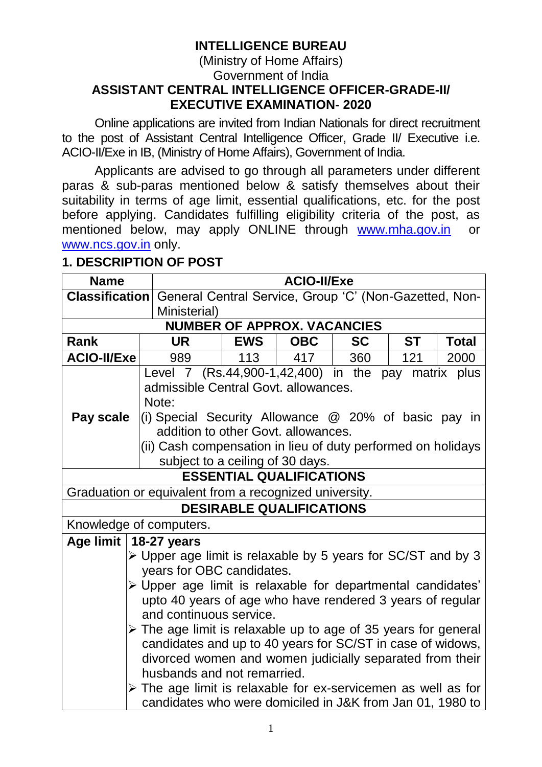# INTELLIGENCE BUREAU

(Ministry of Home Affairs)
Government of India

## ASSISTANT CENTRAL INTELLIGENCE OFFICER-GRADE-II/ EXECUTIVE EXAMINATION- 2020

Online applications are invited from Indian Nationals for direct recruitment to the post of Assistant Central Intelligence Officer, Grade II/ Executive i.e. ACIO-II/Exe in IB, (Ministry of Home Affairs), Government of India.

Applicants are advised to go through all parameters under different paras & sub-paras mentioned below & satisfy themselves about their suitability in terms of age limit, essential qualifications, etc. for the post before applying. Candidates fulfilling eligibility criteria of the post, as mentioned below, may apply ONLINE through www.mha.gov.in or www.ncs.gov.in only.

## 1. DESCRIPTION OF POST

| **Name** | **ACIO-II/Exe** | | | | | |
|---|---|---|---|---|---|---|
| **Classification** | General Central Service, Group 'C' (Non-Gazetted, Non-Ministerial) | | | | | |
| **NUMBER OF APPROX. VACANCIES** | | | | | | |
| **Rank** | **UR** | **EWS** | **OBC** | **SC** | **ST** | **Total** |
| **ACIO-II/Exe** | 989 | 113 | 417 | 360 | 121 | 2000 |
| **Pay scale** | Level 7 (Rs.44,900-1,42,400) in the pay matrix plus admissible Central Govt. allowances.<br>Note:<br>(i) Special Security Allowance @ 20% of basic pay in addition to other Govt. allowances.<br>(ii) Cash compensation in lieu of duty performed on holidays subject to a ceiling of 30 days. | | | | | |
| **ESSENTIAL QUALIFICATIONS** | | | | | | |
| Graduation or equivalent from a recognized university. | | | | | | |
| **DESIRABLE QUALIFICATIONS** | | | | | | |
| Knowledge of computers. | | | | | | |
| **Age limit** | **18-27 years**<br>➢ Upper age limit is relaxable by 5 years for SC/ST and by 3 years for OBC candidates.<br>➢ Upper age limit is relaxable for departmental candidates' upto 40 years of age who have rendered 3 years of regular and continuous service.<br>➢ The age limit is relaxable up to age of 35 years for general candidates and up to 40 years for SC/ST in case of widows, divorced women and women judicially separated from their husbands and not remarried.<br>➢ The age limit is relaxable for ex-servicemen as well as for candidates who were domiciled in J&K from Jan 01, 1980 to | | | | | |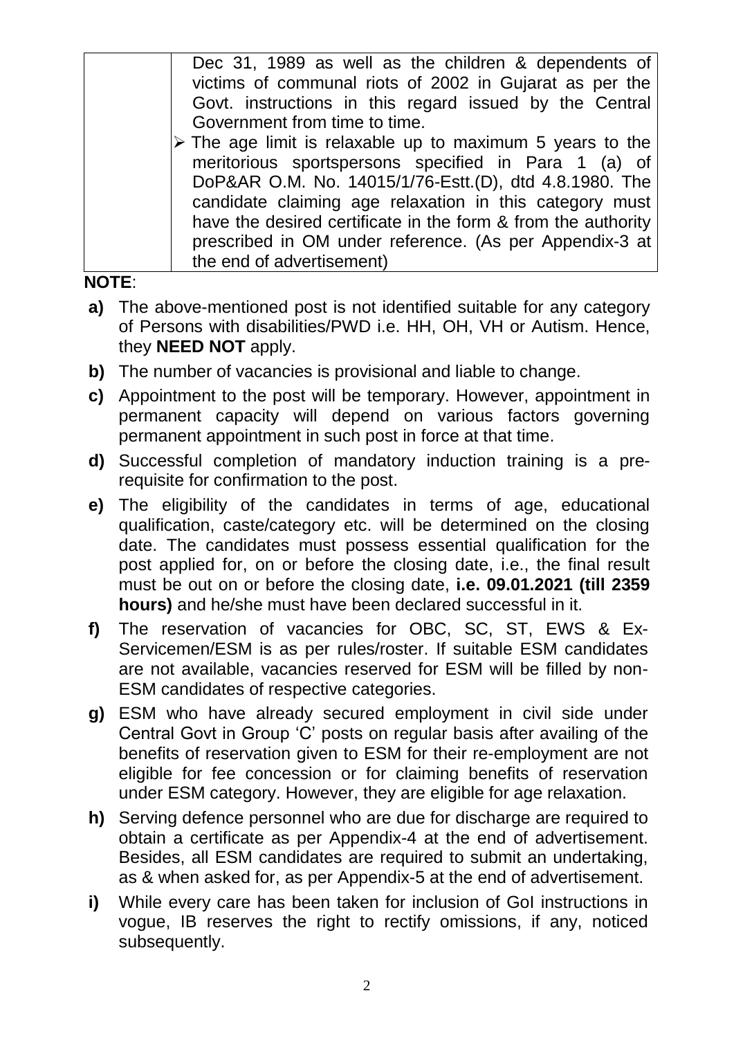| | Dec 31, 1989 as well as the children & dependents of victims of communal riots of 2002 in Gujarat as per the Govt. instructions in this regard issued by the Central Government from time to time.<br>➢ The age limit is relaxable up to maximum 5 years to the meritorious sportspersons specified in Para 1 (a) of DoP&AR O.M. No. 14015/1/76-Estt.(D), dtd 4.8.1980. The candidate claiming age relaxation in this category must have the desired certificate in the form & from the authority prescribed in OM under reference. (As per Appendix-3 at the end of advertisement) |
|---|---|

**NOTE**:

**a)** The above-mentioned post is not identified suitable for any category of Persons with disabilities/PWD i.e. HH, OH, VH or Autism. Hence, they **NEED NOT** apply.

**b)** The number of vacancies is provisional and liable to change.

**c)** Appointment to the post will be temporary. However, appointment in permanent capacity will depend on various factors governing permanent appointment in such post in force at that time.

**d)** Successful completion of mandatory induction training is a pre-requisite for confirmation to the post.

**e)** The eligibility of the candidates in terms of age, educational qualification, caste/category etc. will be determined on the closing date. The candidates must possess essential qualification for the post applied for, on or before the closing date, i.e., the final result must be out on or before the closing date, **i.e. 09.01.2021 (till 2359 hours)** and he/she must have been declared successful in it.

**f)** The reservation of vacancies for OBC, SC, ST, EWS & Ex-Servicemen/ESM is as per rules/roster. If suitable ESM candidates are not available, vacancies reserved for ESM will be filled by non-ESM candidates of respective categories.

**g)** ESM who have already secured employment in civil side under Central Govt in Group 'C' posts on regular basis after availing of the benefits of reservation given to ESM for their re-employment are not eligible for fee concession or for claiming benefits of reservation under ESM category. However, they are eligible for age relaxation.

**h)** Serving defence personnel who are due for discharge are required to obtain a certificate as per Appendix-4 at the end of advertisement. Besides, all ESM candidates are required to submit an undertaking, as & when asked for, as per Appendix-5 at the end of advertisement.

**i)** While every care has been taken for inclusion of GoI instructions in vogue, IB reserves the right to rectify omissions, if any, noticed subsequently.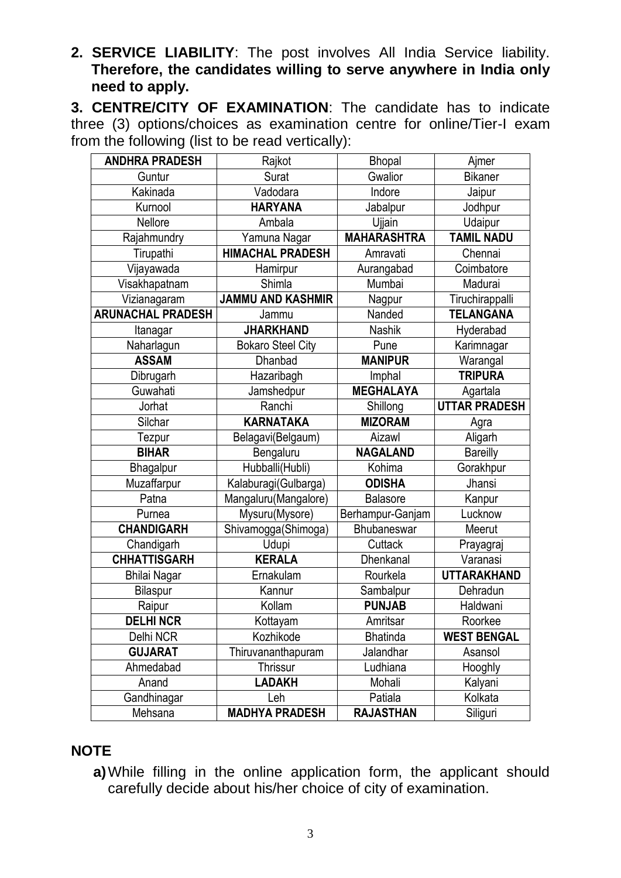**2. SERVICE LIABILITY**: The post involves All India Service liability. **Therefore, the candidates willing to serve anywhere in India only need to apply.**

**3. CENTRE/CITY OF EXAMINATION**: The candidate has to indicate three (3) options/choices as examination centre for online/Tier-I exam from the following (list to be read vertically):

| **ANDHRA PRADESH** | Rajkot | Bhopal | Ajmer |
|---|---|---|---|
| Guntur | Surat | Gwalior | Bikaner |
| Kakinada | Vadodara | Indore | Jaipur |
| Kurnool | **HARYANA** | Jabalpur | Jodhpur |
| Nellore | Ambala | Ujjain | Udaipur |
| Rajahmundry | Yamuna Nagar | **MAHARASHTRA** | **TAMIL NADU** |
| Tirupathi | **HIMACHAL PRADESH** | Amravati | Chennai |
| Vijayawada | Hamirpur | Aurangabad | Coimbatore |
| Visakhapatnam | Shimla | Mumbai | Madurai |
| Vizianagaram | **JAMMU AND KASHMIR** | Nagpur | Tiruchirappalli |
| **ARUNACHAL PRADESH** | Jammu | Nanded | **TELANGANA** |
| Itanagar | **JHARKHAND** | Nashik | Hyderabad |
| Naharlagun | Bokaro Steel City | Pune | Karimnagar |
| **ASSAM** | Dhanbad | **MANIPUR** | Warangal |
| Dibrugarh | Hazaribagh | Imphal | **TRIPURA** |
| Guwahati | Jamshedpur | **MEGHALAYA** | Agartala |
| Jorhat | Ranchi | Shillong | **UTTAR PRADESH** |
| Silchar | **KARNATAKA** | **MIZORAM** | Agra |
| Tezpur | Belagavi(Belgaum) | Aizawl | Aligarh |
| **BIHAR** | Bengaluru | **NAGALAND** | Bareilly |
| Bhagalpur | Hubballi(Hubli) | Kohima | Gorakhpur |
| Muzaffarpur | Kalaburagi(Gulbarga) | **ODISHA** | Jhansi |
| Patna | Mangaluru(Mangalore) | Balasore | Kanpur |
| Purnea | Mysuru(Mysore) | Berhampur-Ganjam | Lucknow |
| **CHANDIGARH** | Shivamogga(Shimoga) | Bhubaneswar | Meerut |
| Chandigarh | Udupi | Cuttack | Prayagraj |
| **CHHATTISGARH** | **KERALA** | Dhenkanal | Varanasi |
| Bhilai Nagar | Ernakulam | Rourkela | **UTTARAKHAND** |
| Bilaspur | Kannur | Sambalpur | Dehradun |
| Raipur | Kollam | **PUNJAB** | Haldwani |
| **DELHI NCR** | Kottayam | Amritsar | Roorkee |
| Delhi NCR | Kozhikode | Bhatinda | **WEST BENGAL** |
| **GUJARAT** | Thiruvananthapuram | Jalandhar | Asansol |
| Ahmedabad | Thrissur | Ludhiana | Hooghly |
| Anand | **LADAKH** | Mohali | Kalyani |
| Gandhinagar | Leh | Patiala | Kolkata |
| Mehsana | **MADHYA PRADESH** | **RAJASTHAN** | Siliguri |

**NOTE**

**a)** While filling in the online application form, the applicant should carefully decide about his/her choice of city of examination.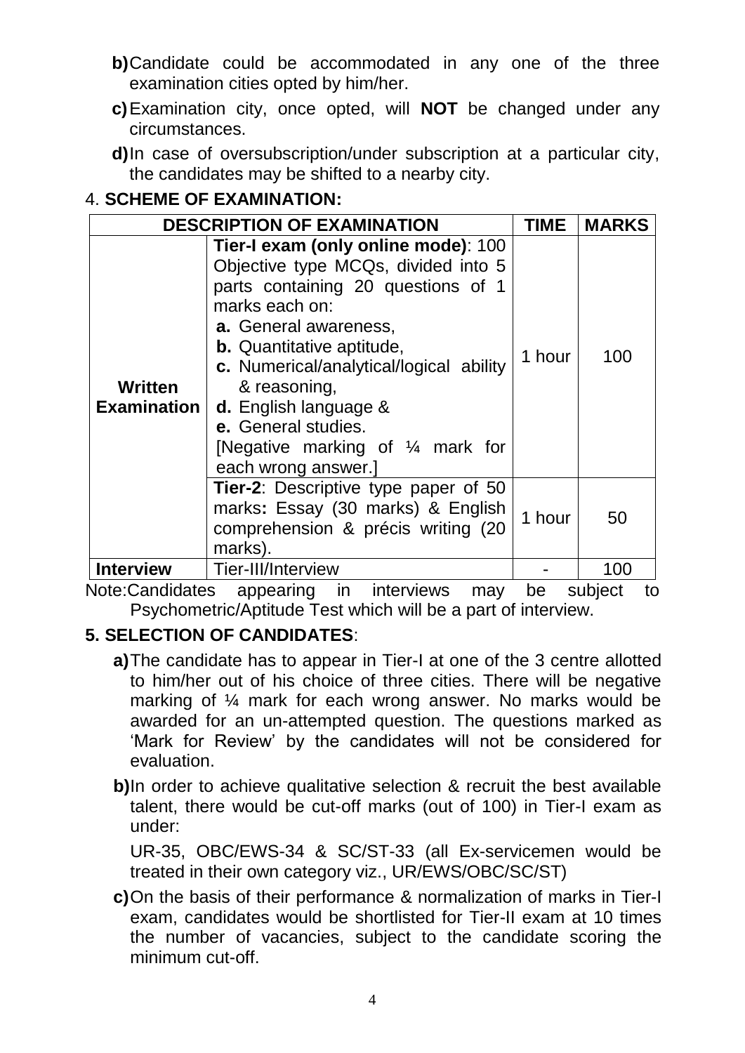**b)** Candidate could be accommodated in any one of the three examination cities opted by him/her.

**c)** Examination city, once opted, will **NOT** be changed under any circumstances.

**d)** In case of oversubscription/under subscription at a particular city, the candidates may be shifted to a nearby city.

4. **SCHEME OF EXAMINATION:**

| DESCRIPTION OF EXAMINATION | | TIME | MARKS |
|---|---|---|---|
| **Written Examination** | **Tier-I exam (only online mode)**: 100 Objective type MCQs, divided into 5 parts containing 20 questions of 1 marks each on:<br>**a.** General awareness,<br>**b.** Quantitative aptitude,<br>**c.** Numerical/analytical/logical ability & reasoning,<br>**d.** English language &<br>**e.** General studies.<br>[Negative marking of ¼ mark for each wrong answer.] | 1 hour | 100 |
| | **Tier-2**: Descriptive type paper of 50 marks**:** Essay (30 marks) & English comprehension & précis writing (20 marks). | 1 hour | 50 |
| **Interview** | Tier-III/Interview | - | 100 |

Note:Candidates appearing in interviews may be subject to Psychometric/Aptitude Test which will be a part of interview.

**5. SELECTION OF CANDIDATES**:

**a)** The candidate has to appear in Tier-I at one of the 3 centre allotted to him/her out of his choice of three cities. There will be negative marking of ¼ mark for each wrong answer. No marks would be awarded for an un-attempted question. The questions marked as 'Mark for Review' by the candidates will not be considered for evaluation.

**b)** In order to achieve qualitative selection & recruit the best available talent, there would be cut-off marks (out of 100) in Tier-I exam as under:

UR-35, OBC/EWS-34 & SC/ST-33 (all Ex-servicemen would be treated in their own category viz., UR/EWS/OBC/SC/ST)

**c)** On the basis of their performance & normalization of marks in Tier-I exam, candidates would be shortlisted for Tier-II exam at 10 times the number of vacancies, subject to the candidate scoring the minimum cut-off.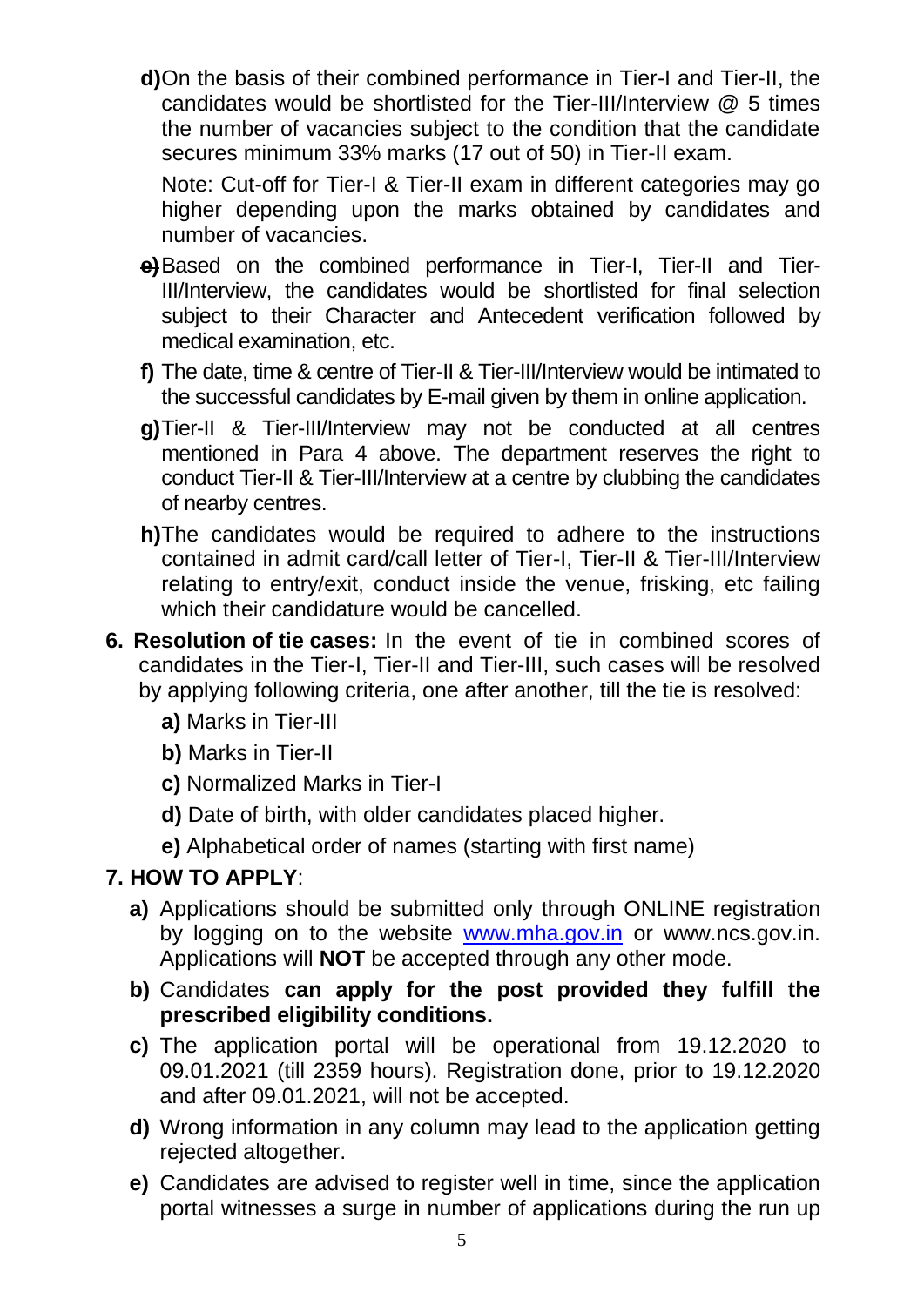**d)** On the basis of their combined performance in Tier-I and Tier-II, the candidates would be shortlisted for the Tier-III/Interview @ 5 times the number of vacancies subject to the condition that the candidate secures minimum 33% marks (17 out of 50) in Tier-II exam.

Note: Cut-off for Tier-I & Tier-II exam in different categories may go higher depending upon the marks obtained by candidates and number of vacancies.

**e)** Based on the combined performance in Tier-I, Tier-II and Tier-III/Interview, the candidates would be shortlisted for final selection subject to their Character and Antecedent verification followed by medical examination, etc.

**f)** The date, time & centre of Tier-II & Tier-III/Interview would be intimated to the successful candidates by E-mail given by them in online application.

**g)** Tier-II & Tier-III/Interview may not be conducted at all centres mentioned in Para 4 above. The department reserves the right to conduct Tier-II & Tier-III/Interview at a centre by clubbing the candidates of nearby centres.

**h)** The candidates would be required to adhere to the instructions contained in admit card/call letter of Tier-I, Tier-II & Tier-III/Interview relating to entry/exit, conduct inside the venue, frisking, etc failing which their candidature would be cancelled.

**6. Resolution of tie cases:** In the event of tie in combined scores of candidates in the Tier-I, Tier-II and Tier-III, such cases will be resolved by applying following criteria, one after another, till the tie is resolved:

**a)** Marks in Tier-III

**b)** Marks in Tier-II

**c)** Normalized Marks in Tier-I

**d)** Date of birth, with older candidates placed higher.

**e)** Alphabetical order of names (starting with first name)

**7. HOW TO APPLY**:

**a)** Applications should be submitted only through ONLINE registration by logging on to the website www.mha.gov.in or www.ncs.gov.in. Applications will **NOT** be accepted through any other mode.

**b)** Candidates **can apply for the post provided they fulfill the prescribed eligibility conditions.**

**c)** The application portal will be operational from 19.12.2020 to 09.01.2021 (till 2359 hours). Registration done, prior to 19.12.2020 and after 09.01.2021, will not be accepted.

**d)** Wrong information in any column may lead to the application getting rejected altogether.

**e)** Candidates are advised to register well in time, since the application portal witnesses a surge in number of applications during the run up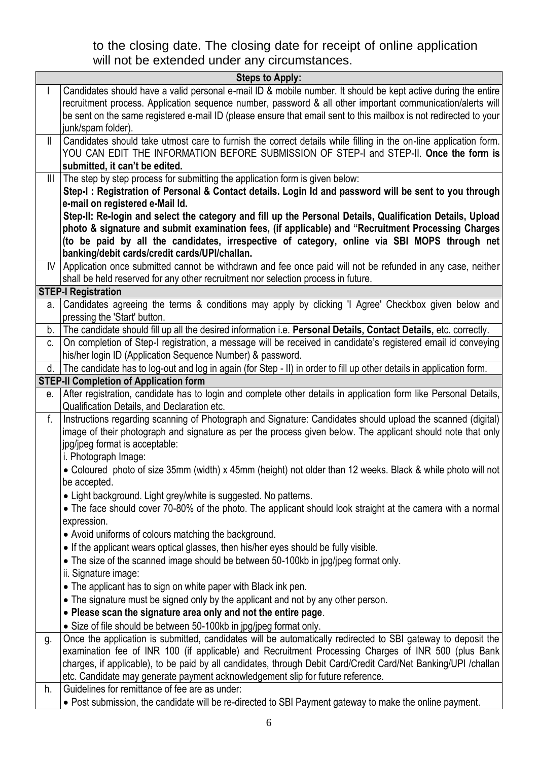to the closing date. The closing date for receipt of online application will not be extended under any circumstances.

| Steps to Apply: | |
|---|---|
| I | Candidates should have a valid personal e-mail ID & mobile number. It should be kept active during the entire recruitment process. Application sequence number, password & all other important communication/alerts will be sent on the same registered e-mail ID (please ensure that email sent to this mailbox is not redirected to your junk/spam folder). |
| II | Candidates should take utmost care to furnish the correct details while filling in the on-line application form. YOU CAN EDIT THE INFORMATION BEFORE SUBMISSION OF STEP-I and STEP-II. **Once the form is submitted, it can't be edited.** |
| III | The step by step process for submitting the application form is given below:<br>**Step-I : Registration of Personal & Contact details. Login Id and password will be sent to you through e-mail on registered e-Mail Id.**<br>**Step-II: Re-login and select the category and fill up the Personal Details, Qualification Details, Upload photo & signature and submit examination fees, (if applicable) and "Recruitment Processing Charges (to be paid by all the candidates, irrespective of category, online via SBI MOPS through net banking/debit cards/credit cards/UPI/challan.** |
| IV | Application once submitted cannot be withdrawn and fee once paid will not be refunded in any case, neither shall be held reserved for any other recruitment nor selection process in future. |
| **STEP-I Registration** | |
| a. | Candidates agreeing the terms & conditions may apply by clicking 'I Agree' Checkbox given below and pressing the 'Start' button. |
| b. | The candidate should fill up all the desired information i.e. **Personal Details, Contact Details,** etc. correctly. |
| c. | On completion of Step-I registration, a message will be received in candidate's registered email id conveying his/her login ID (Application Sequence Number) & password. |
| d. | The candidate has to log-out and log in again (for Step - II) in order to fill up other details in application form. |
| **STEP-II Completion of Application form** | |
| e. | After registration, candidate has to login and complete other details in application form like Personal Details, Qualification Details, and Declaration etc. |
| f. | Instructions regarding scanning of Photograph and Signature: Candidates should upload the scanned (digital) image of their photograph and signature as per the process given below. The applicant should note that only jpg/jpeg format is acceptable:<br>i. Photograph Image:<br>• Coloured photo of size 35mm (width) x 45mm (height) not older than 12 weeks. Black & while photo will not be accepted.<br>• Light background. Light grey/white is suggested. No patterns.<br>• The face should cover 70-80% of the photo. The applicant should look straight at the camera with a normal expression.<br>• Avoid uniforms of colours matching the background.<br>• If the applicant wears optical glasses, then his/her eyes should be fully visible.<br>• The size of the scanned image should be between 50-100kb in jpg/jpeg format only.<br>ii. Signature image:<br>• The applicant has to sign on white paper with Black ink pen.<br>• The signature must be signed only by the applicant and not by any other person.<br>• **Please scan the signature area only and not the entire page**.<br>• Size of file should be between 50-100kb in jpg/jpeg format only. |
| g. | Once the application is submitted, candidates will be automatically redirected to SBI gateway to deposit the examination fee of INR 100 (if applicable) and Recruitment Processing Charges of INR 500 (plus Bank charges, if applicable), to be paid by all candidates, through Debit Card/Credit Card/Net Banking/UPI /challan etc. Candidate may generate payment acknowledgement slip for future reference. |
| h. | Guidelines for remittance of fee are as under:<br>• Post submission, the candidate will be re-directed to SBI Payment gateway to make the online payment. |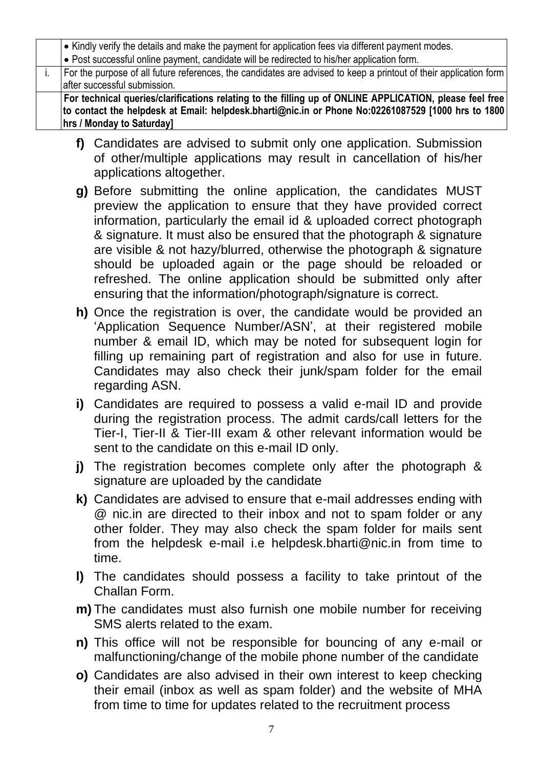|  |  |
|---|---|
|  | • Kindly verify the details and make the payment for application fees via different payment modes.<br>• Post successful online payment, candidate will be redirected to his/her application form. |
| i. | For the purpose of all future references, the candidates are advised to keep a printout of their application form after successful submission. |
|  | **For technical queries/clarifications relating to the filling up of ONLINE APPLICATION, please feel free to contact the helpdesk at Email: helpdesk.bharti@nic.in or Phone No:02261087529 [1000 hrs to 1800 hrs / Monday to Saturday]** |

**f)** Candidates are advised to submit only one application. Submission of other/multiple applications may result in cancellation of his/her applications altogether.

**g)** Before submitting the online application, the candidates MUST preview the application to ensure that they have provided correct information, particularly the email id & uploaded correct photograph & signature. It must also be ensured that the photograph & signature are visible & not hazy/blurred, otherwise the photograph & signature should be uploaded again or the page should be reloaded or refreshed. The online application should be submitted only after ensuring that the information/photograph/signature is correct.

**h)** Once the registration is over, the candidate would be provided an 'Application Sequence Number/ASN', at their registered mobile number & email ID, which may be noted for subsequent login for filling up remaining part of registration and also for use in future. Candidates may also check their junk/spam folder for the email regarding ASN.

**i)** Candidates are required to possess a valid e-mail ID and provide during the registration process. The admit cards/call letters for the Tier-I, Tier-II & Tier-III exam & other relevant information would be sent to the candidate on this e-mail ID only.

**j)** The registration becomes complete only after the photograph & signature are uploaded by the candidate

**k)** Candidates are advised to ensure that e-mail addresses ending with @ nic.in are directed to their inbox and not to spam folder or any other folder. They may also check the spam folder for mails sent from the helpdesk e-mail i.e helpdesk.bharti@nic.in from time to time.

**l)** The candidates should possess a facility to take printout of the Challan Form.

**m)** The candidates must also furnish one mobile number for receiving SMS alerts related to the exam.

**n)** This office will not be responsible for bouncing of any e-mail or malfunctioning/change of the mobile phone number of the candidate

**o)** Candidates are also advised in their own interest to keep checking their email (inbox as well as spam folder) and the website of MHA from time to time for updates related to the recruitment process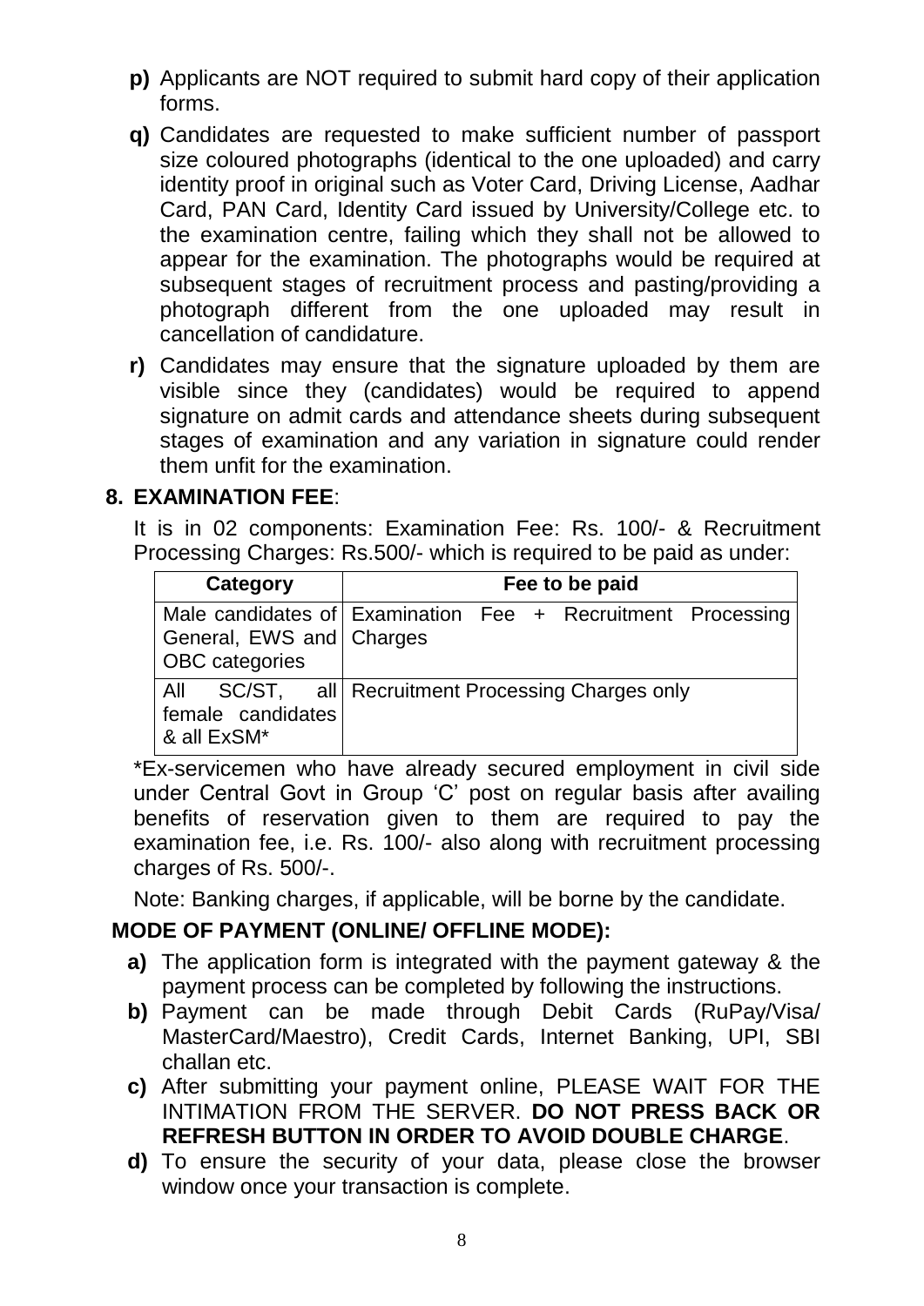- **p)** Applicants are NOT required to submit hard copy of their application forms.
- **q)** Candidates are requested to make sufficient number of passport size coloured photographs (identical to the one uploaded) and carry identity proof in original such as Voter Card, Driving License, Aadhar Card, PAN Card, Identity Card issued by University/College etc. to the examination centre, failing which they shall not be allowed to appear for the examination. The photographs would be required at subsequent stages of recruitment process and pasting/providing a photograph different from the one uploaded may result in cancellation of candidature.
- **r)** Candidates may ensure that the signature uploaded by them are visible since they (candidates) would be required to append signature on admit cards and attendance sheets during subsequent stages of examination and any variation in signature could render them unfit for the examination.

## 8. EXAMINATION FEE:

It is in 02 components: Examination Fee: Rs. 100/- & Recruitment Processing Charges: Rs.500/- which is required to be paid as under:

| Category | Fee to be paid |
|---|---|
| Male candidates of General, EWS and OBC categories | Examination Fee + Recruitment Processing Charges |
| All SC/ST, all female candidates & all ExSM* | Recruitment Processing Charges only |

*Ex-servicemen who have already secured employment in civil side under Central Govt in Group 'C' post on regular basis after availing benefits of reservation given to them are required to pay the examination fee, i.e. Rs. 100/- also along with recruitment processing charges of Rs. 500/-.

Note: Banking charges, if applicable, will be borne by the candidate.

## MODE OF PAYMENT (ONLINE/ OFFLINE MODE):

- **a)** The application form is integrated with the payment gateway & the payment process can be completed by following the instructions.
- **b)** Payment can be made through Debit Cards (RuPay/Visa/ MasterCard/Maestro), Credit Cards, Internet Banking, UPI, SBI challan etc.
- **c)** After submitting your payment online, PLEASE WAIT FOR THE INTIMATION FROM THE SERVER. **DO NOT PRESS BACK OR REFRESH BUTTON IN ORDER TO AVOID DOUBLE CHARGE**.
- **d)** To ensure the security of your data, please close the browser window once your transaction is complete.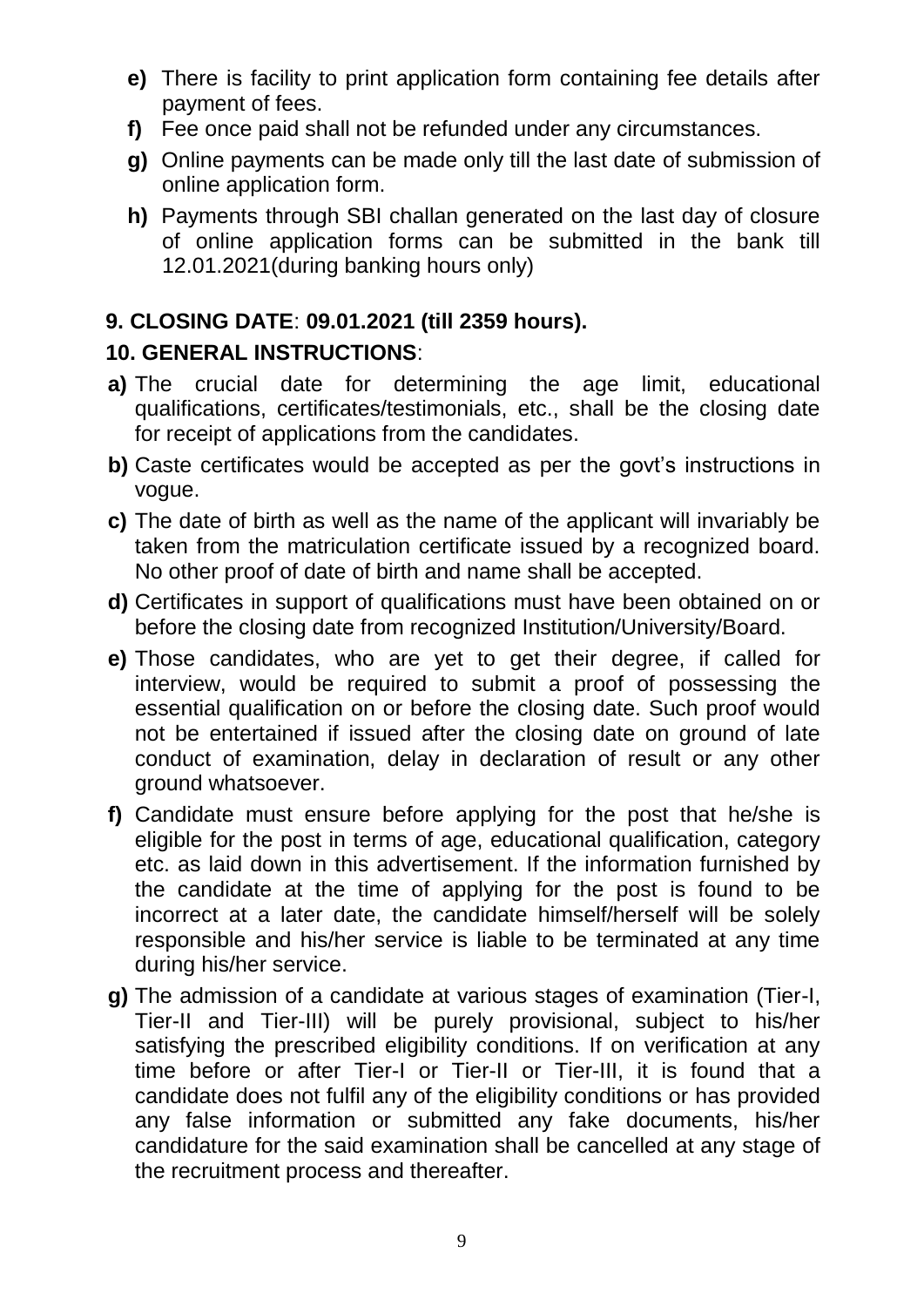- **e)** There is facility to print application form containing fee details after payment of fees.
- **f)** Fee once paid shall not be refunded under any circumstances.
- **g)** Online payments can be made only till the last date of submission of online application form.
- **h)** Payments through SBI challan generated on the last day of closure of online application forms can be submitted in the bank till 12.01.2021(during banking hours only)

**9. CLOSING DATE**: **09.01.2021 (till 2359 hours).**

**10. GENERAL INSTRUCTIONS**:

- **a)** The crucial date for determining the age limit, educational qualifications, certificates/testimonials, etc., shall be the closing date for receipt of applications from the candidates.
- **b)** Caste certificates would be accepted as per the govt's instructions in vogue.
- **c)** The date of birth as well as the name of the applicant will invariably be taken from the matriculation certificate issued by a recognized board. No other proof of date of birth and name shall be accepted.
- **d)** Certificates in support of qualifications must have been obtained on or before the closing date from recognized Institution/University/Board.
- **e)** Those candidates, who are yet to get their degree, if called for interview, would be required to submit a proof of possessing the essential qualification on or before the closing date. Such proof would not be entertained if issued after the closing date on ground of late conduct of examination, delay in declaration of result or any other ground whatsoever.
- **f)** Candidate must ensure before applying for the post that he/she is eligible for the post in terms of age, educational qualification, category etc. as laid down in this advertisement. If the information furnished by the candidate at the time of applying for the post is found to be incorrect at a later date, the candidate himself/herself will be solely responsible and his/her service is liable to be terminated at any time during his/her service.
- **g)** The admission of a candidate at various stages of examination (Tier-I, Tier-II and Tier-III) will be purely provisional, subject to his/her satisfying the prescribed eligibility conditions. If on verification at any time before or after Tier-I or Tier-II or Tier-III, it is found that a candidate does not fulfil any of the eligibility conditions or has provided any false information or submitted any fake documents, his/her candidature for the said examination shall be cancelled at any stage of the recruitment process and thereafter.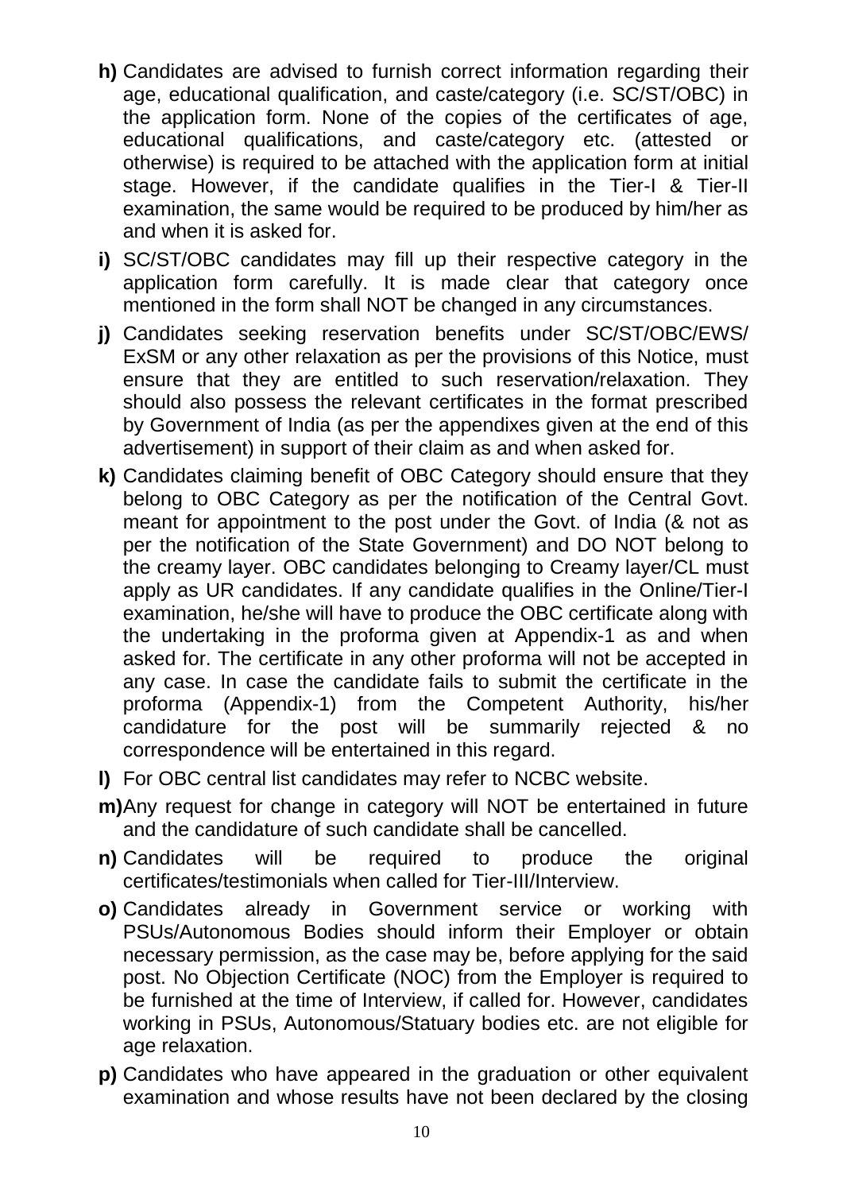**h)** Candidates are advised to furnish correct information regarding their age, educational qualification, and caste/category (i.e. SC/ST/OBC) in the application form. None of the copies of the certificates of age, educational qualifications, and caste/category etc. (attested or otherwise) is required to be attached with the application form at initial stage. However, if the candidate qualifies in the Tier-I & Tier-II examination, the same would be required to be produced by him/her as and when it is asked for.

**i)** SC/ST/OBC candidates may fill up their respective category in the application form carefully. It is made clear that category once mentioned in the form shall NOT be changed in any circumstances.

**j)** Candidates seeking reservation benefits under SC/ST/OBC/EWS/ ExSM or any other relaxation as per the provisions of this Notice, must ensure that they are entitled to such reservation/relaxation. They should also possess the relevant certificates in the format prescribed by Government of India (as per the appendixes given at the end of this advertisement) in support of their claim as and when asked for.

**k)** Candidates claiming benefit of OBC Category should ensure that they belong to OBC Category as per the notification of the Central Govt. meant for appointment to the post under the Govt. of India (& not as per the notification of the State Government) and DO NOT belong to the creamy layer. OBC candidates belonging to Creamy layer/CL must apply as UR candidates. If any candidate qualifies in the Online/Tier-I examination, he/she will have to produce the OBC certificate along with the undertaking in the proforma given at Appendix-1 as and when asked for. The certificate in any other proforma will not be accepted in any case. In case the candidate fails to submit the certificate in the proforma (Appendix-1) from the Competent Authority, his/her candidature for the post will be summarily rejected & no correspondence will be entertained in this regard.

**l)** For OBC central list candidates may refer to NCBC website.

**m)** Any request for change in category will NOT be entertained in future and the candidature of such candidate shall be cancelled.

**n)** Candidates will be required to produce the original certificates/testimonials when called for Tier-III/Interview.

**o)** Candidates already in Government service or working with PSUs/Autonomous Bodies should inform their Employer or obtain necessary permission, as the case may be, before applying for the said post. No Objection Certificate (NOC) from the Employer is required to be furnished at the time of Interview, if called for. However, candidates working in PSUs, Autonomous/Statuary bodies etc. are not eligible for age relaxation.

**p)** Candidates who have appeared in the graduation or other equivalent examination and whose results have not been declared by the closing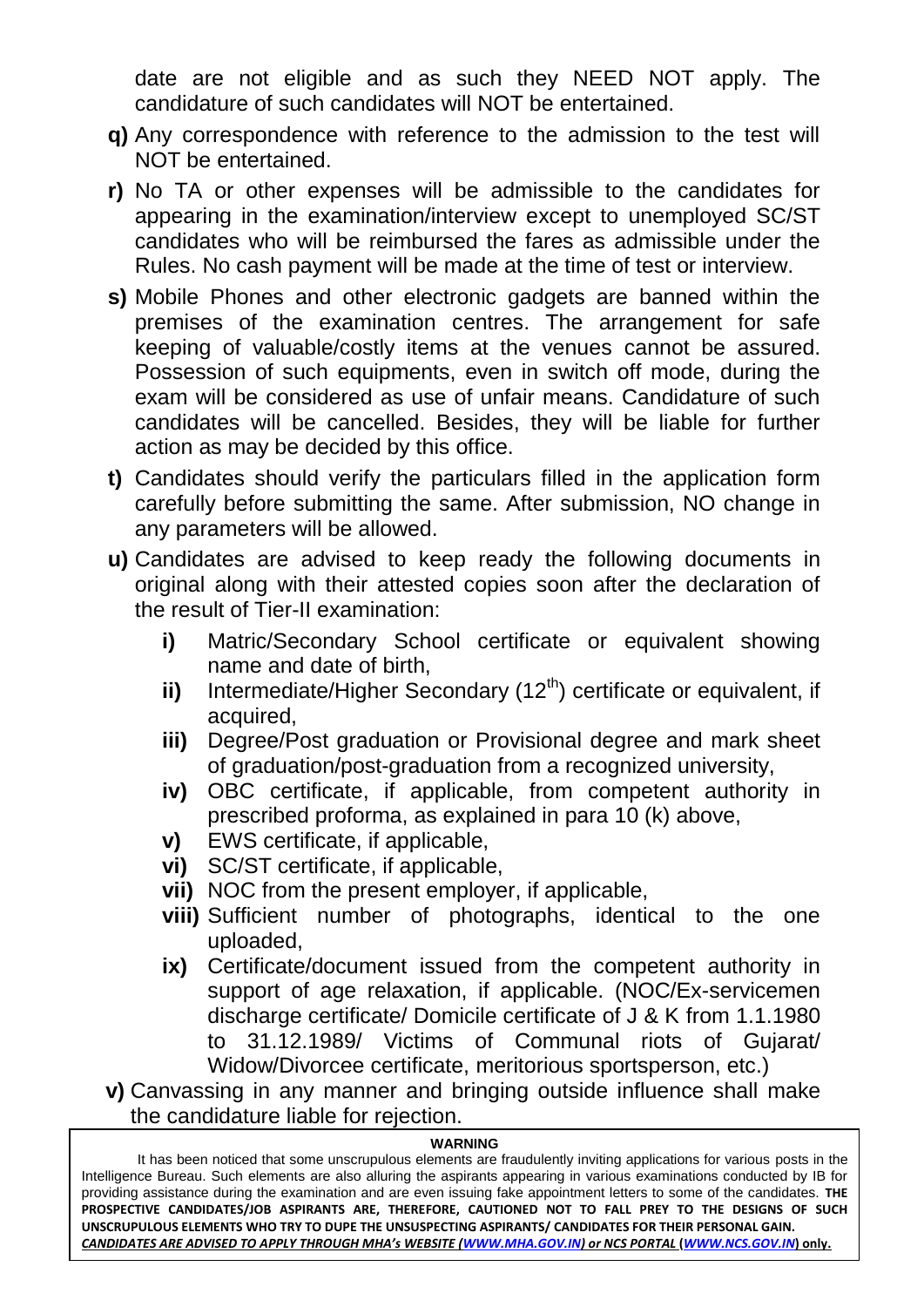date are not eligible and as such they NEED NOT apply. The candidature of such candidates will NOT be entertained.

**q)** Any correspondence with reference to the admission to the test will NOT be entertained.

**r)** No TA or other expenses will be admissible to the candidates for appearing in the examination/interview except to unemployed SC/ST candidates who will be reimbursed the fares as admissible under the Rules. No cash payment will be made at the time of test or interview.

**s)** Mobile Phones and other electronic gadgets are banned within the premises of the examination centres. The arrangement for safe keeping of valuable/costly items at the venues cannot be assured. Possession of such equipments, even in switch off mode, during the exam will be considered as use of unfair means. Candidature of such candidates will be cancelled. Besides, they will be liable for further action as may be decided by this office.

**t)** Candidates should verify the particulars filled in the application form carefully before submitting the same. After submission, NO change in any parameters will be allowed.

**u)** Candidates are advised to keep ready the following documents in original along with their attested copies soon after the declaration of the result of Tier-II examination:

- **i)** Matric/Secondary School certificate or equivalent showing name and date of birth,
- **ii)** Intermediate/Higher Secondary (12th) certificate or equivalent, if acquired,
- **iii)** Degree/Post graduation or Provisional degree and mark sheet of graduation/post-graduation from a recognized university,
- **iv)** OBC certificate, if applicable, from competent authority in prescribed proforma, as explained in para 10 (k) above,
- **v)** EWS certificate, if applicable,
- **vi)** SC/ST certificate, if applicable,
- **vii)** NOC from the present employer, if applicable,
- **viii)** Sufficient number of photographs, identical to the one uploaded,
- **ix)** Certificate/document issued from the competent authority in support of age relaxation, if applicable. (NOC/Ex-servicemen discharge certificate/ Domicile certificate of J & K from 1.1.1980 to 31.12.1989/ Victims of Communal riots of Gujarat/ Widow/Divorcee certificate, meritorious sportsperson, etc.)

**v)** Canvassing in any manner and bringing outside influence shall make the candidature liable for rejection.

**WARNING**

It has been noticed that some unscrupulous elements are fraudulently inviting applications for various posts in the Intelligence Bureau. Such elements are also alluring the aspirants appearing in various examinations conducted by IB for providing assistance during the examination and are even issuing fake appointment letters to some of the candidates. **THE PROSPECTIVE CANDIDATES/JOB ASPIRANTS ARE, THEREFORE, CAUTIONED NOT TO FALL PREY TO THE DESIGNS OF SUCH UNSCRUPULOUS ELEMENTS WHO TRY TO DUPE THE UNSUSPECTING ASPIRANTS/ CANDIDATES FOR THEIR PERSONAL GAIN.** ***CANDIDATES ARE ADVISED TO APPLY THROUGH MHA's WEBSITE (WWW.MHA.GOV.IN) or NCS PORTAL*** **(WWW.NCS.GOV.IN) only.**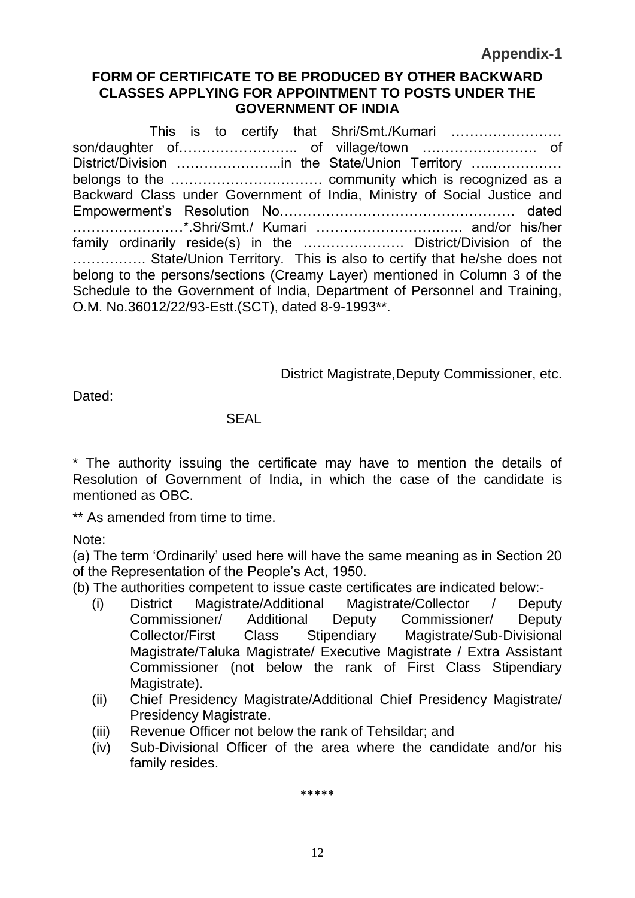**Appendix-1**

**FORM OF CERTIFICATE TO BE PRODUCED BY OTHER BACKWARD CLASSES APPLYING FOR APPOINTMENT TO POSTS UNDER THE GOVERNMENT OF INDIA**

This is to certify that Shri/Smt./Kumari …………………… son/daughter of…………………….. of village/town ……………………. of District/Division …………………..in the State/Union Territory …..…………… belongs to the …………………………… community which is recognized as a Backward Class under Government of India, Ministry of Social Justice and Empowerment's Resolution No…………………………………………… dated ……………………*.Shri/Smt./ Kumari ………………………….. and/or his/her family ordinarily reside(s) in the …………………. District/Division of the ……………. State/Union Territory. This is also to certify that he/she does not belong to the persons/sections (Creamy Layer) mentioned in Column 3 of the Schedule to the Government of India, Department of Personnel and Training, O.M. No.36012/22/93-Estt.(SCT), dated 8-9-1993**.

District Magistrate,Deputy Commissioner, etc.

Dated:

SEAL

* The authority issuing the certificate may have to mention the details of Resolution of Government of India, in which the case of the candidate is mentioned as OBC.

** As amended from time to time.

Note:

(a) The term 'Ordinarily' used here will have the same meaning as in Section 20 of the Representation of the People's Act, 1950.

(b) The authorities competent to issue caste certificates are indicated below:-

- (i) District Magistrate/Additional Magistrate/Collector / Deputy Commissioner/ Additional Deputy Commissioner/ Deputy Collector/First Class Stipendiary Magistrate/Sub-Divisional Magistrate/Taluka Magistrate/ Executive Magistrate / Extra Assistant Commissioner (not below the rank of First Class Stipendiary Magistrate).
- (ii) Chief Presidency Magistrate/Additional Chief Presidency Magistrate/ Presidency Magistrate.
- (iii) Revenue Officer not below the rank of Tehsildar; and
- (iv) Sub-Divisional Officer of the area where the candidate and/or his family resides.

*****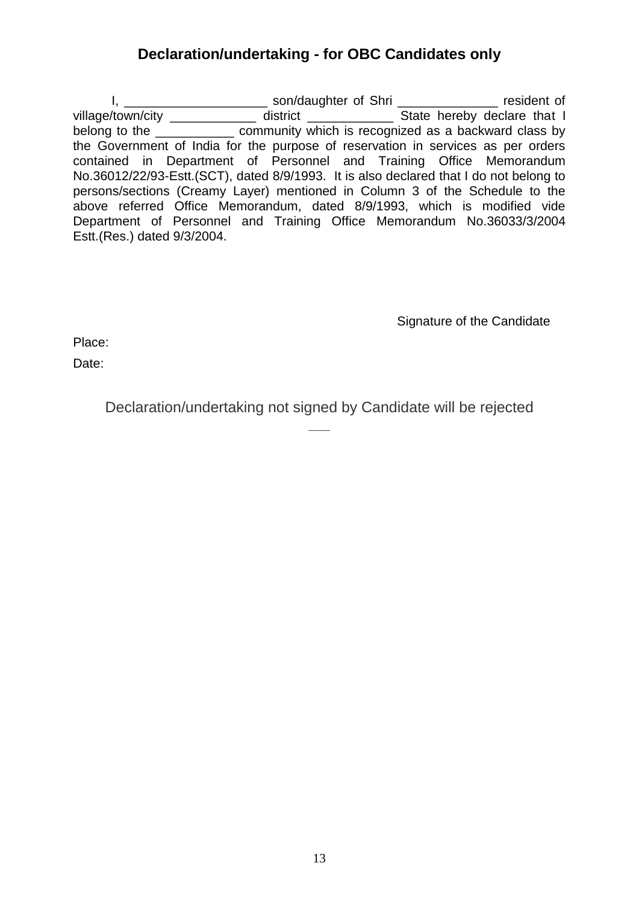## Declaration/undertaking - for OBC Candidates only

I, ____________________ son/daughter of Shri ______________ resident of village/town/city ____________ district ____________ State hereby declare that I belong to the ___________ community which is recognized as a backward class by the Government of India for the purpose of reservation in services as per orders contained in Department of Personnel and Training Office Memorandum No.36012/22/93-Estt.(SCT), dated 8/9/1993. It is also declared that I do not belong to persons/sections (Creamy Layer) mentioned in Column 3 of the Schedule to the above referred Office Memorandum, dated 8/9/1993, which is modified vide Department of Personnel and Training Office Memorandum No.36033/3/2004 Estt.(Res.) dated 9/3/2004.

Signature of the Candidate

Place:

Date:

Declaration/undertaking not signed by Candidate will be rejected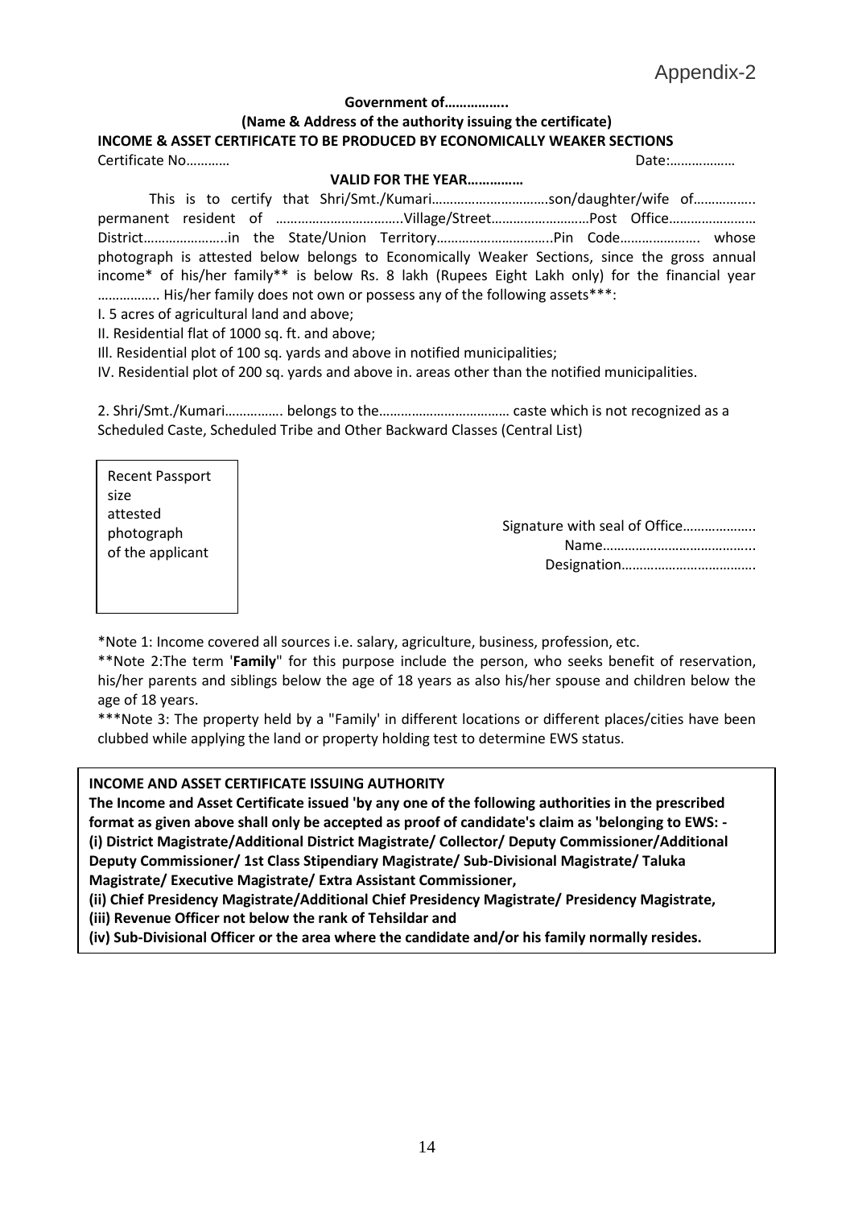Appendix-2

**Government of……………..**

**(Name & Address of the authority issuing the certificate)**

**INCOME & ASSET CERTIFICATE TO BE PRODUCED BY ECONOMICALLY WEAKER SECTIONS**

Certificate No………… Date:………………

**VALID FOR THE YEAR……………**

This is to certify that Shri/Smt./Kumari…………………………..son/daughter/wife of…………….. permanent resident of ……………………………..Village/Street………………………Post Office…………………… District…………………..in the State/Union Territory…………………………..Pin Code…………………. whose photograph is attested below belongs to Economically Weaker Sections, since the gross annual income* of his/her family** is below Rs. 8 lakh (Rupees Eight Lakh only) for the financial year …………….. His/her family does not own or possess any of the following assets***:

I. 5 acres of agricultural land and above;

II. Residential flat of 1000 sq. ft. and above;

Ill. Residential plot of 100 sq. yards and above in notified municipalities;

IV. Residential plot of 200 sq. yards and above in. areas other than the notified municipalities.

2. Shri/Smt./Kumari……………. belongs to the……………………………… caste which is not recognized as a Scheduled Caste, Scheduled Tribe and Other Backward Classes (Central List)

Recent Passport size attested photograph of the applicant

Signature with seal of Office………………..
Name……………………………………..
Designation………………………………..

*Note 1: Income covered all sources i.e. salary, agriculture, business, profession, etc.

**Note 2:The term '**Family**" for this purpose include the person, who seeks benefit of reservation, his/her parents and siblings below the age of 18 years as also his/her spouse and children below the age of 18 years.

***Note 3: The property held by a "Family' in different locations or different places/cities have been clubbed while applying the land or property holding test to determine EWS status.

**INCOME AND ASSET CERTIFICATE ISSUING AUTHORITY**

**The Income and Asset Certificate issued 'by any one of the following authorities in the prescribed format as given above shall only be accepted as proof of candidate's claim as 'belonging to EWS: -**

**(i) District Magistrate/Additional District Magistrate/ Collector/ Deputy Commissioner/Additional Deputy Commissioner/ 1st Class Stipendiary Magistrate/ Sub-Divisional Magistrate/ Taluka Magistrate/ Executive Magistrate/ Extra Assistant Commissioner,**

**(ii) Chief Presidency Magistrate/Additional Chief Presidency Magistrate/ Presidency Magistrate,**

**(iii) Revenue Officer not below the rank of Tehsildar and**

**(iv) Sub-Divisional Officer or the area where the candidate and/or his family normally resides.**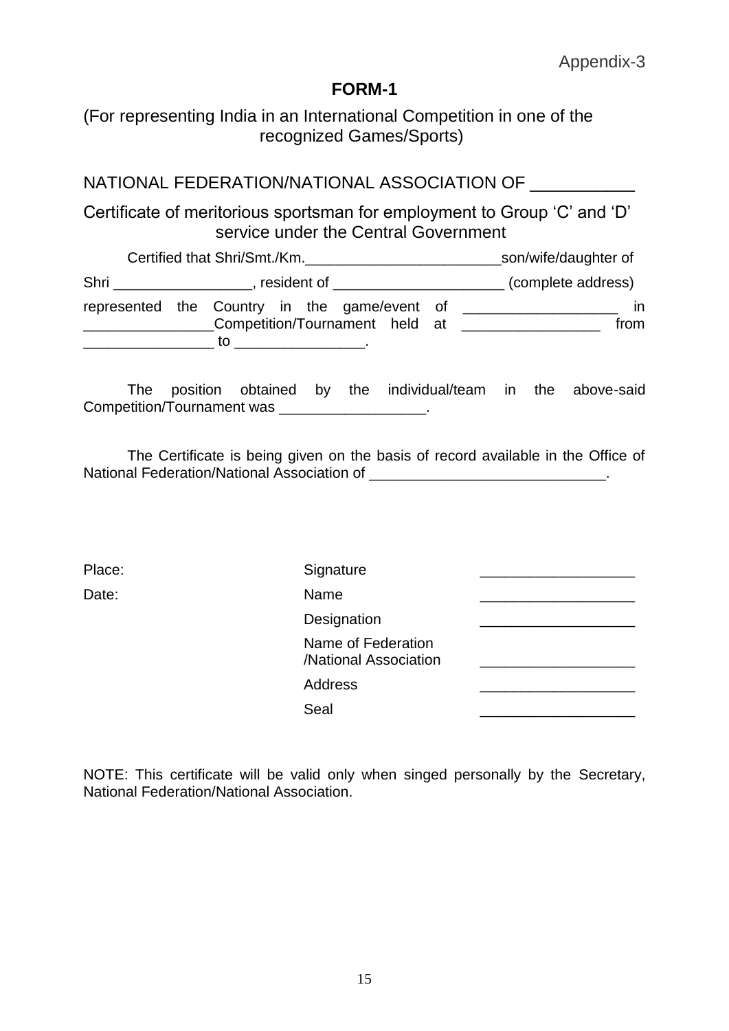Appendix-3

## FORM-1

(For representing India in an International Competition in one of the recognized Games/Sports)

NATIONAL FEDERATION/NATIONAL ASSOCIATION OF ___________

Certificate of meritorious sportsman for employment to Group 'C' and 'D' service under the Central Government

Certified that Shri/Smt./Km.________________________son/wife/daughter of Shri _________________, resident of _____________________ (complete address) represented the Country in the game/event of ___________________ in ________________Competition/Tournament held at _________________ from ________________ to ________________.

The position obtained by the individual/team in the above-said Competition/Tournament was __________________.

The Certificate is being given on the basis of record available in the Office of National Federation/National Association of _____________________________.

Place:

Date:

| | |
|---|---|
| Signature | ___________________ |
| Name | ___________________ |
| Designation | ___________________ |
| Name of Federation /National Association | ___________________ |
| Address | ___________________ |
| Seal | ___________________ |

NOTE: This certificate will be valid only when singed personally by the Secretary, National Federation/National Association.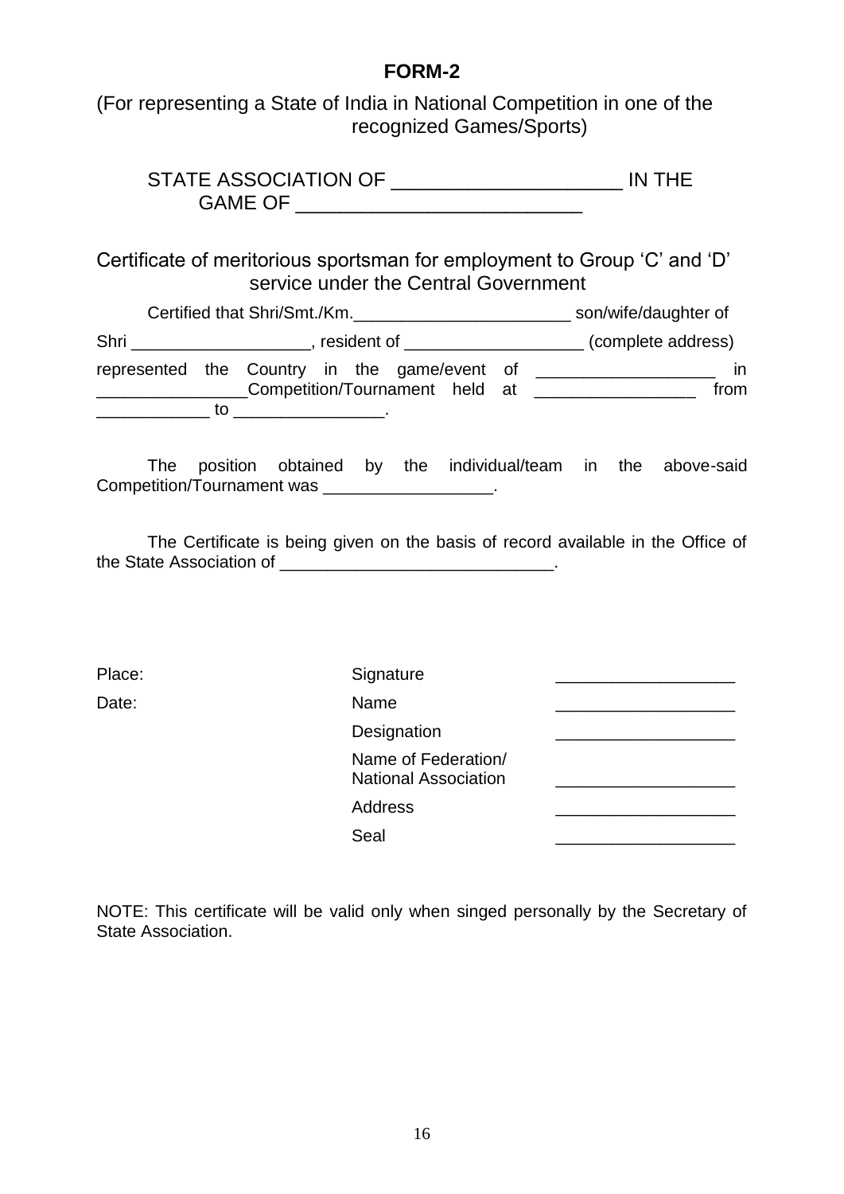# FORM-2

(For representing a State of India in National Competition in one of the recognized Games/Sports)

STATE ASSOCIATION OF _____________________ IN THE GAME OF __________________________

Certificate of meritorious sportsman for employment to Group 'C' and 'D' service under the Central Government

Certified that Shri/Smt./Km.________________________ son/wife/daughter of Shri ___________________, resident of ___________________ (complete address) represented the Country in the game/event of ___________________ in ________________Competition/Tournament held at _________________ from ____________ to ________________.

The position obtained by the individual/team in the above-said Competition/Tournament was __________________.

The Certificate is being given on the basis of record available in the Office of the State Association of _____________________________.

Place:

Date:

| | |
|---|---|
| Signature | ___________________ |
| Name | ___________________ |
| Designation | ___________________ |
| Name of Federation/ National Association | ___________________ |
| Address | ___________________ |
| Seal | ___________________ |

NOTE: This certificate will be valid only when singed personally by the Secretary of State Association.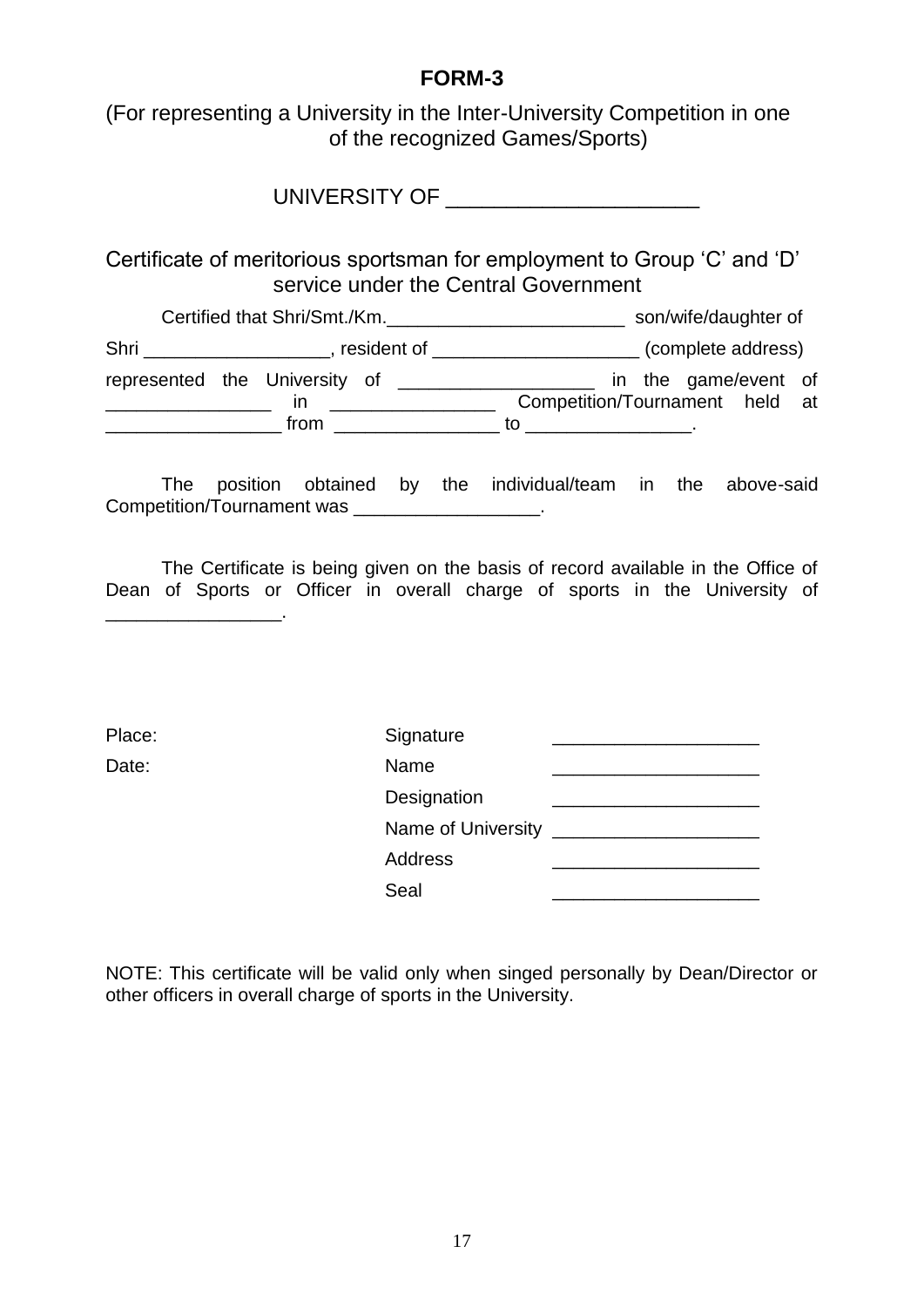# FORM-3

(For representing a University in the Inter-University Competition in one of the recognized Games/Sports)

UNIVERSITY OF ____________________

Certificate of meritorious sportsman for employment to Group 'C' and 'D' service under the Central Government

Certified that Shri/Smt./Km.______________________ son/wife/daughter of Shri _________________, resident of ___________________ (complete address) represented the University of __________________ in the game/event of _______________ in _______________ Competition/Tournament held at ________________ from _______________ to _______________.

The position obtained by the individual/team in the above-said Competition/Tournament was _________________.

The Certificate is being given on the basis of record available in the Office of Dean of Sports or Officer in overall charge of sports in the University of ________________.

| | | |
|---|---|---|
| Place: | Signature | ___________________ |
| Date: | Name | ___________________ |
| | Designation | ___________________ |
| | Name of University | ___________________ |
| | Address | ___________________ |
| | Seal | ___________________ |

NOTE: This certificate will be valid only when singed personally by Dean/Director or other officers in overall charge of sports in the University.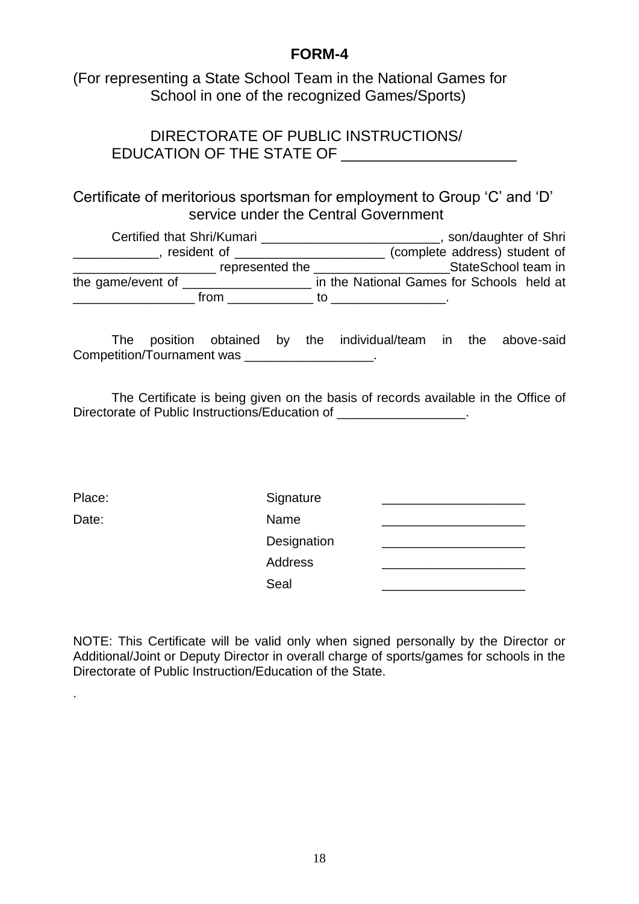# FORM-4

(For representing a State School Team in the National Games for School in one of the recognized Games/Sports)

DIRECTORATE OF PUBLIC INSTRUCTIONS/
EDUCATION OF THE STATE OF ____________________

## Certificate of meritorious sportsman for employment to Group 'C' and 'D' service under the Central Government

Certified that Shri/Kumari ________________________, son/daughter of Shri ___________, resident of ____________________ (complete address) student of ___________________ represented the __________________StateSchool team in the game/event of _________________ in the National Games for Schools held at _________________ from ___________ to _______________.

The position obtained by the individual/team in the above-said Competition/Tournament was _________________.

The Certificate is being given on the basis of records available in the Office of Directorate of Public Instructions/Education of _________________.

Place: Signature ___________________

Date: Name ___________________

Designation ___________________

Address ___________________

Seal ___________________

NOTE: This Certificate will be valid only when signed personally by the Director or Additional/Joint or Deputy Director in overall charge of sports/games for schools in the Directorate of Public Instruction/Education of the State.

.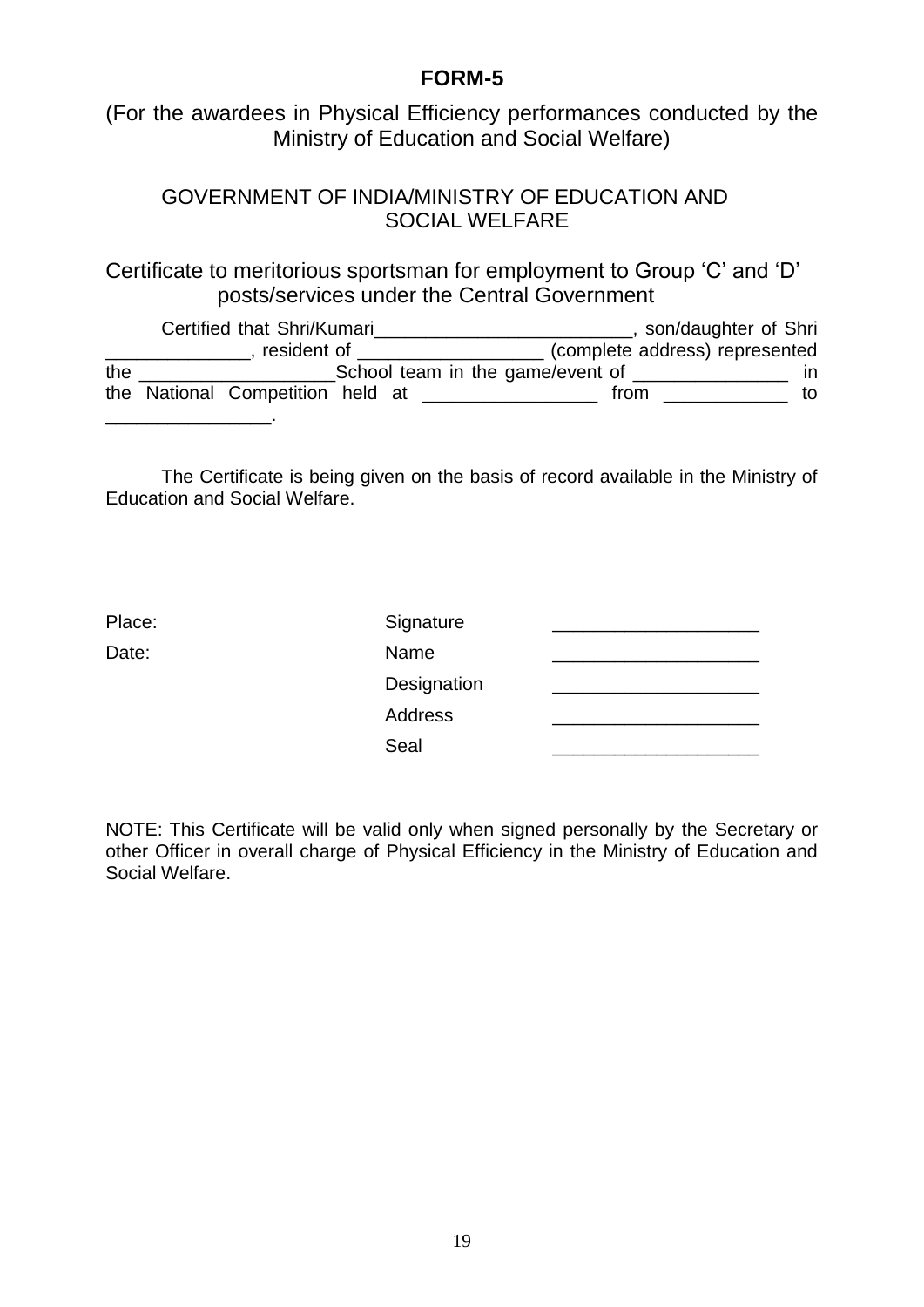# FORM-5

(For the awardees in Physical Efficiency performances conducted by the Ministry of Education and Social Welfare)

GOVERNMENT OF INDIA/MINISTRY OF EDUCATION AND SOCIAL WELFARE

Certificate to meritorious sportsman for employment to Group 'C' and 'D' posts/services under the Central Government

Certified that Shri/Kumari_________________________, son/daughter of Shri ______________, resident of __________________ (complete address) represented the ___________________School team in the game/event of _______________ in the National Competition held at _________________ from ____________ to ________________.

The Certificate is being given on the basis of record available in the Ministry of Education and Social Welfare.

| | | |
|---|---|---|
| Place: | Signature | ____________________ |
| Date: | Name | ____________________ |
| | Designation | ____________________ |
| | Address | ____________________ |
| | Seal | ____________________ |

NOTE: This Certificate will be valid only when signed personally by the Secretary or other Officer in overall charge of Physical Efficiency in the Ministry of Education and Social Welfare.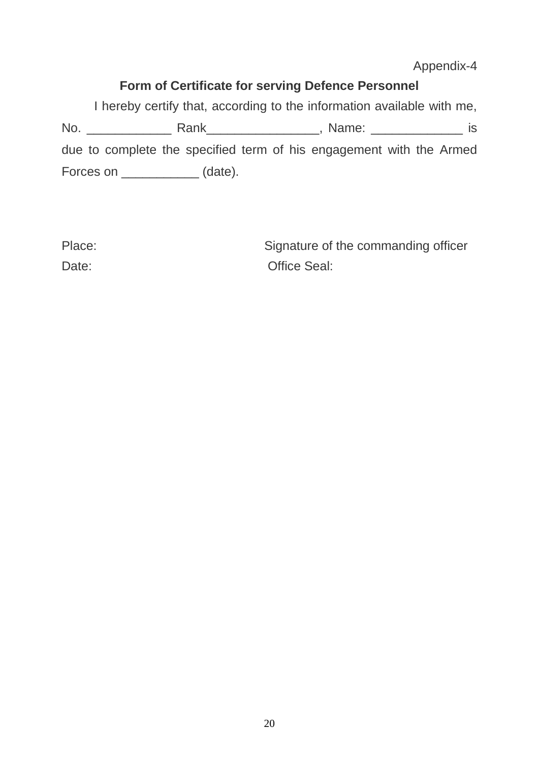Appendix-4

**Form of Certificate for serving Defence Personnel**

I hereby certify that, according to the information available with me, No. ____________ Rank________________, Name: _____________ is due to complete the specified term of his engagement with the Armed Forces on ___________ (date).

Place: Signature of the commanding officer

Date: Office Seal: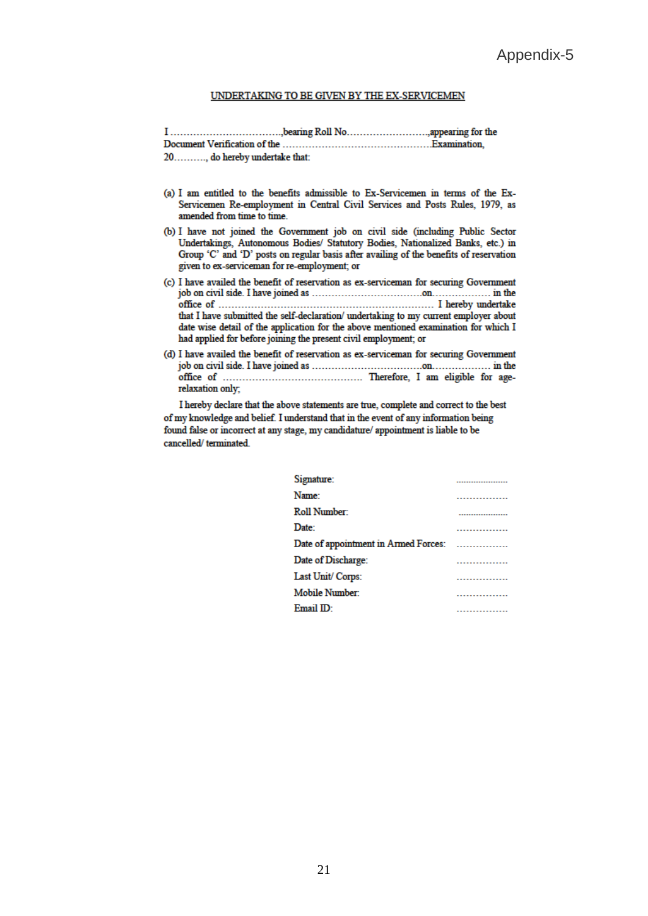Appendix-5

## UNDERTAKING TO BE GIVEN BY THE EX-SERVICEMEN

I ……………………………,bearing Roll No……………………,appearing for the Document Verification of the ………………………………………Examination, 20………, do hereby undertake that:

(a) I am entitled to the benefits admissible to Ex-Servicemen in terms of the Ex-Servicemen Re-employment in Central Civil Services and Posts Rules, 1979, as amended from time to time.

(b) I have not joined the Government job on civil side (including Public Sector Undertakings, Autonomous Bodies/ Statutory Bodies, Nationalized Banks, etc.) in Group 'C' and 'D' posts on regular basis after availing of the benefits of reservation given to ex-serviceman for re-employment; or

(c) I have availed the benefit of reservation as ex-serviceman for securing Government job on civil side. I have joined as ……………………………on……………… in the office of ……………………………………………………… I hereby undertake that I have submitted the self-declaration/ undertaking to my current employer about date wise detail of the application for the above mentioned examination for which I had applied for before joining the present civil employment; or

(d) I have availed the benefit of reservation as ex-serviceman for securing Government job on civil side. I have joined as ……………………………on……………… in the office of …………………………………… Therefore, I am eligible for age-relaxation only;

I hereby declare that the above statements are true, complete and correct to the best of my knowledge and belief. I understand that in the event of any information being found false or incorrect at any stage, my candidature/ appointment is liable to be cancelled/ terminated.

| | |
|---|---|
| Signature: | ………………… |
| Name: | ……………… |
| Roll Number: | ………………… |
| Date: | ……………… |
| Date of appointment in Armed Forces: | ……………… |
| Date of Discharge: | ……………… |
| Last Unit/ Corps: | ……………… |
| Mobile Number: | ……………… |
| Email ID: | ……………… |